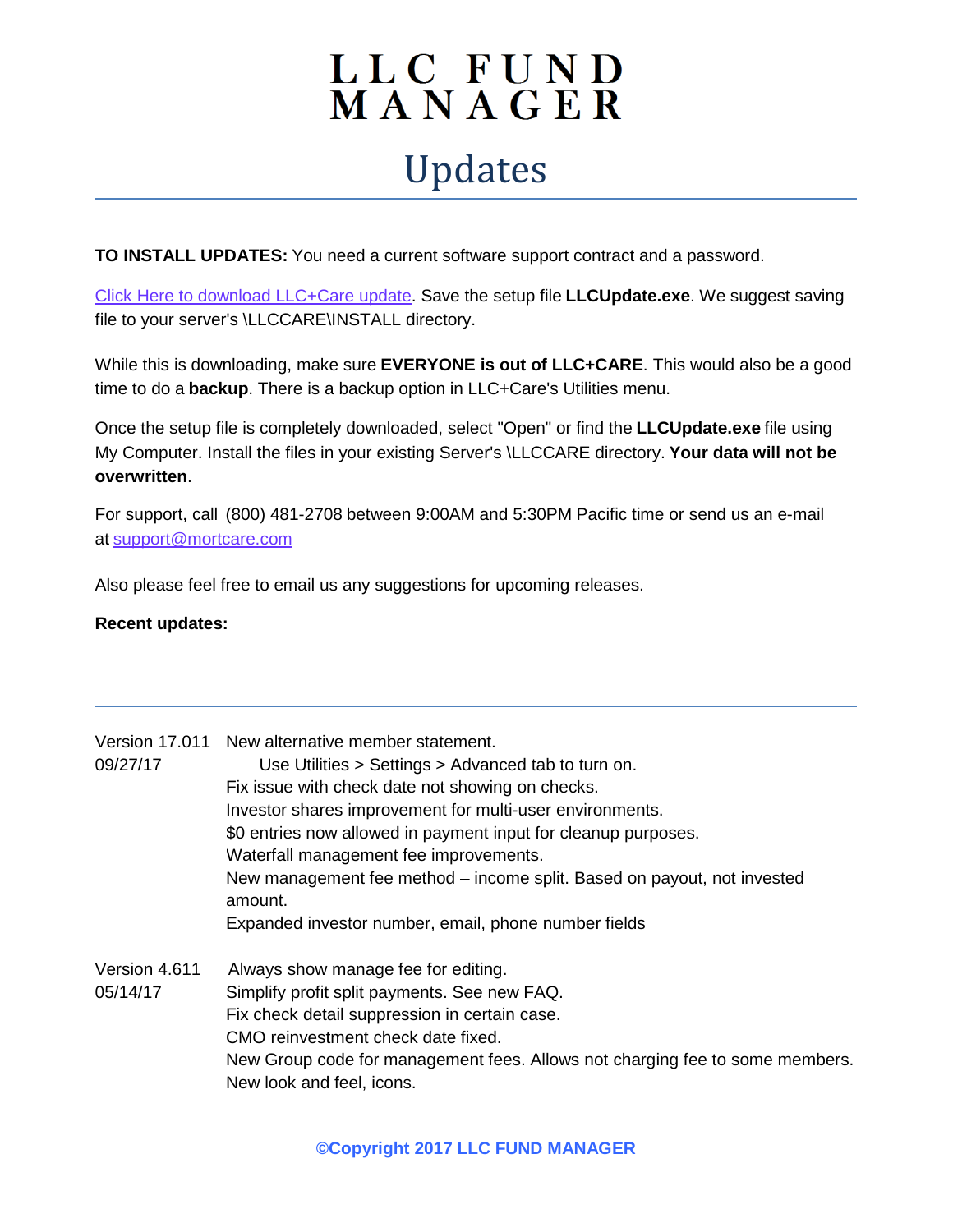# LLC FUND MANAGER

## Updates

**TO INSTALL UPDATES:** You need a current software support contract and a password.

Click Here to download LLC+Care update. Save the setup file **LLCUpdate.exe**. We suggest saving file to your server's \LLCCARE\INSTALL directory.

While this is downloading, make sure **EVERYONE is out of LLC+CARE**. This would also be a good time to do a **backup**. There is a backup option in LLC+Care's Utilities menu.

Once the setup file is completely downloaded, select "Open" or find the **LLCUpdate.exe** file using My Computer. Install the files in your existing Server's \LLCCARE directory. **Your data will not be overwritten**.

For support, call (800) 481-2708 between 9:00AM and 5:30PM Pacific time or send us an e-mail at support@mortcare.com

Also please feel free to email us any suggestions for upcoming releases.

**Recent updates:**

---

Version 17.011
09/27/17

- New alternative member statement.
  - Use Utilities > Settings > Advanced tab to turn on.
- Fix issue with check date not showing on checks.
- Investor shares improvement for multi-user environments.
- $0 entries now allowed in payment input for cleanup purposes.
- Waterfall management fee improvements.
- New management fee method – income split. Based on payout, not invested amount.
- Expanded investor number, email, phone number fields

Version 4.611
05/14/17

- Always show manage fee for editing.
- Simplify profit split payments. See new FAQ.
- Fix check detail suppression in certain case.
- CMO reinvestment check date fixed.
- New Group code for management fees. Allows not charging fee to some members.
- New look and feel, icons.

©Copyright 2017 LLC FUND MANAGER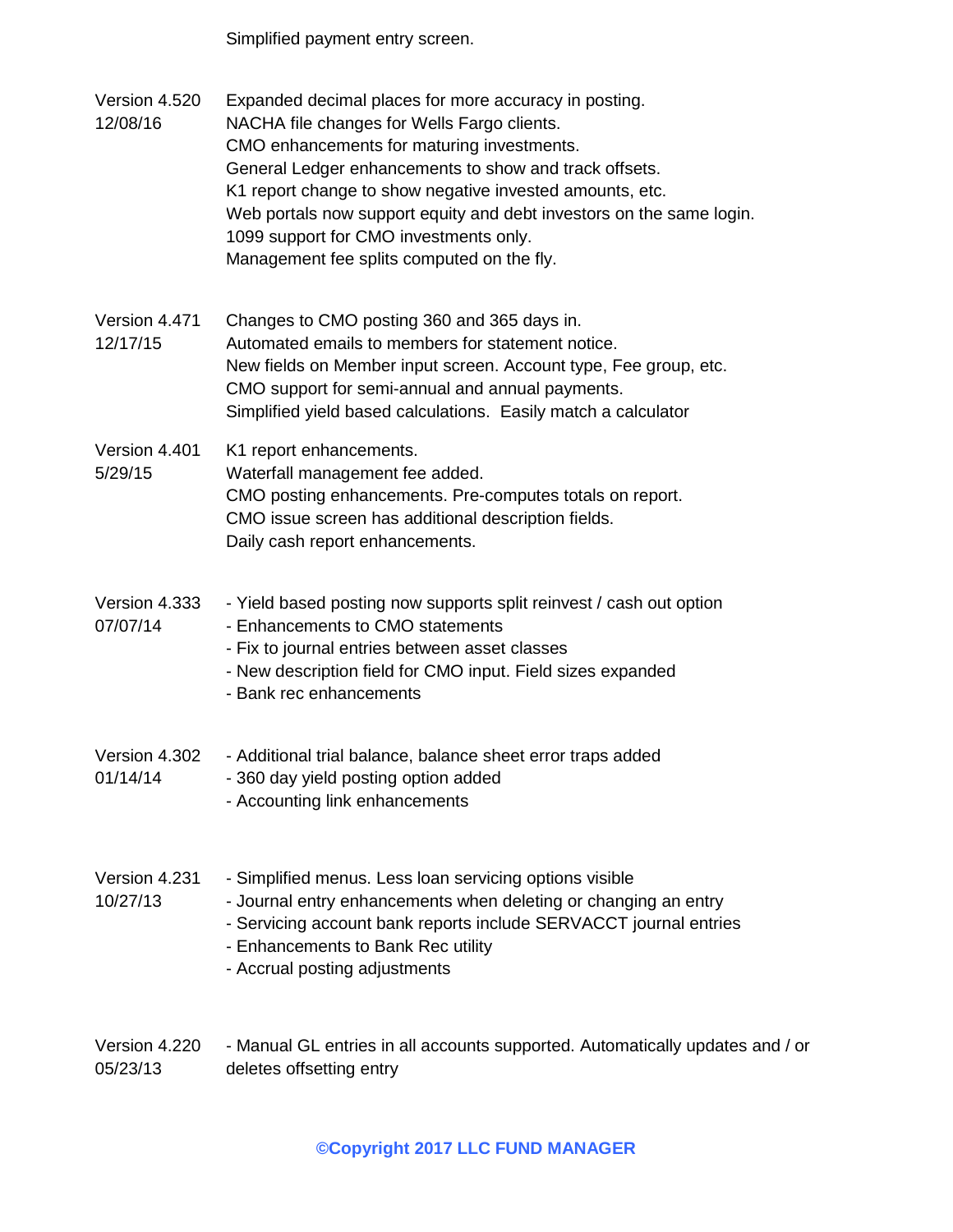Simplified payment entry screen.

| | |
|---|---|
| Version 4.520<br>12/08/16 | Expanded decimal places for more accuracy in posting.<br>NACHA file changes for Wells Fargo clients.<br>CMO enhancements for maturing investments.<br>General Ledger enhancements to show and track offsets.<br>K1 report change to show negative invested amounts, etc.<br>Web portals now support equity and debt investors on the same login.<br>1099 support for CMO investments only.<br>Management fee splits computed on the fly. |
| Version 4.471<br>12/17/15 | Changes to CMO posting 360 and 365 days in.<br>Automated emails to members for statement notice.<br>New fields on Member input screen. Account type, Fee group, etc.<br>CMO support for semi-annual and annual payments.<br>Simplified yield based calculations. Easily match a calculator |
| Version 4.401<br>5/29/15 | K1 report enhancements.<br>Waterfall management fee added.<br>CMO posting enhancements. Pre-computes totals on report.<br>CMO issue screen has additional description fields.<br>Daily cash report enhancements. |
| Version 4.333<br>07/07/14 | - Yield based posting now supports split reinvest / cash out option<br>- Enhancements to CMO statements<br>- Fix to journal entries between asset classes<br>- New description field for CMO input. Field sizes expanded<br>- Bank rec enhancements |
| Version 4.302<br>01/14/14 | - Additional trial balance, balance sheet error traps added<br>- 360 day yield posting option added<br>- Accounting link enhancements |
| Version 4.231<br>10/27/13 | - Simplified menus. Less loan servicing options visible<br>- Journal entry enhancements when deleting or changing an entry<br>- Servicing account bank reports include SERVACCT journal entries<br>- Enhancements to Bank Rec utility<br>- Accrual posting adjustments |
| Version 4.220<br>05/23/13 | - Manual GL entries in all accounts supported. Automatically updates and / or deletes offsetting entry |

**©Copyright 2017 LLC FUND MANAGER**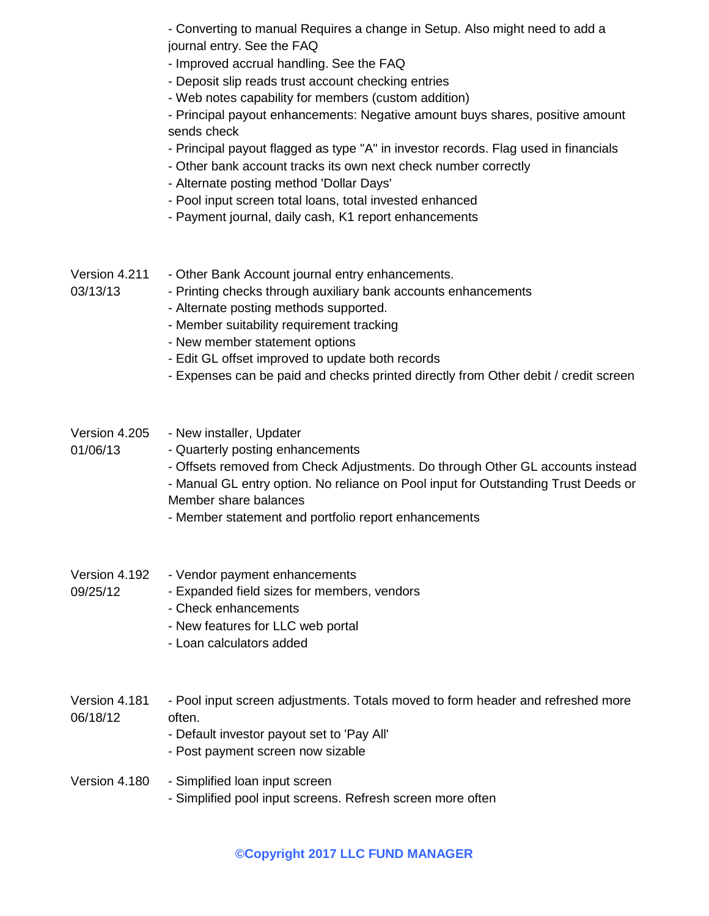- Converting to manual Requires a change in Setup. Also might need to add a journal entry. See the FAQ
- Improved accrual handling. See the FAQ
- Deposit slip reads trust account checking entries
- Web notes capability for members (custom addition)
- Principal payout enhancements: Negative amount buys shares, positive amount sends check
- Principal payout flagged as type "A" in investor records. Flag used in financials
- Other bank account tracks its own next check number correctly
- Alternate posting method 'Dollar Days'
- Pool input screen total loans, total invested enhanced
- Payment journal, daily cash, K1 report enhancements

**Version 4.211**
**03/13/13**

- Other Bank Account journal entry enhancements.
- Printing checks through auxiliary bank accounts enhancements
- Alternate posting methods supported.
- Member suitability requirement tracking
- New member statement options
- Edit GL offset improved to update both records
- Expenses can be paid and checks printed directly from Other debit / credit screen

**Version 4.205**
**01/06/13**

- New installer, Updater
- Quarterly posting enhancements
- Offsets removed from Check Adjustments. Do through Other GL accounts instead
- Manual GL entry option. No reliance on Pool input for Outstanding Trust Deeds or Member share balances
- Member statement and portfolio report enhancements

**Version 4.192**
**09/25/12**

- Vendor payment enhancements
- Expanded field sizes for members, vendors
- Check enhancements
- New features for LLC web portal
- Loan calculators added

**Version 4.181**
**06/18/12**

- Pool input screen adjustments. Totals moved to form header and refreshed more often.
- Default investor payout set to 'Pay All'
- Post payment screen now sizable

**Version 4.180**

- Simplified loan input screen
- Simplified pool input screens. Refresh screen more often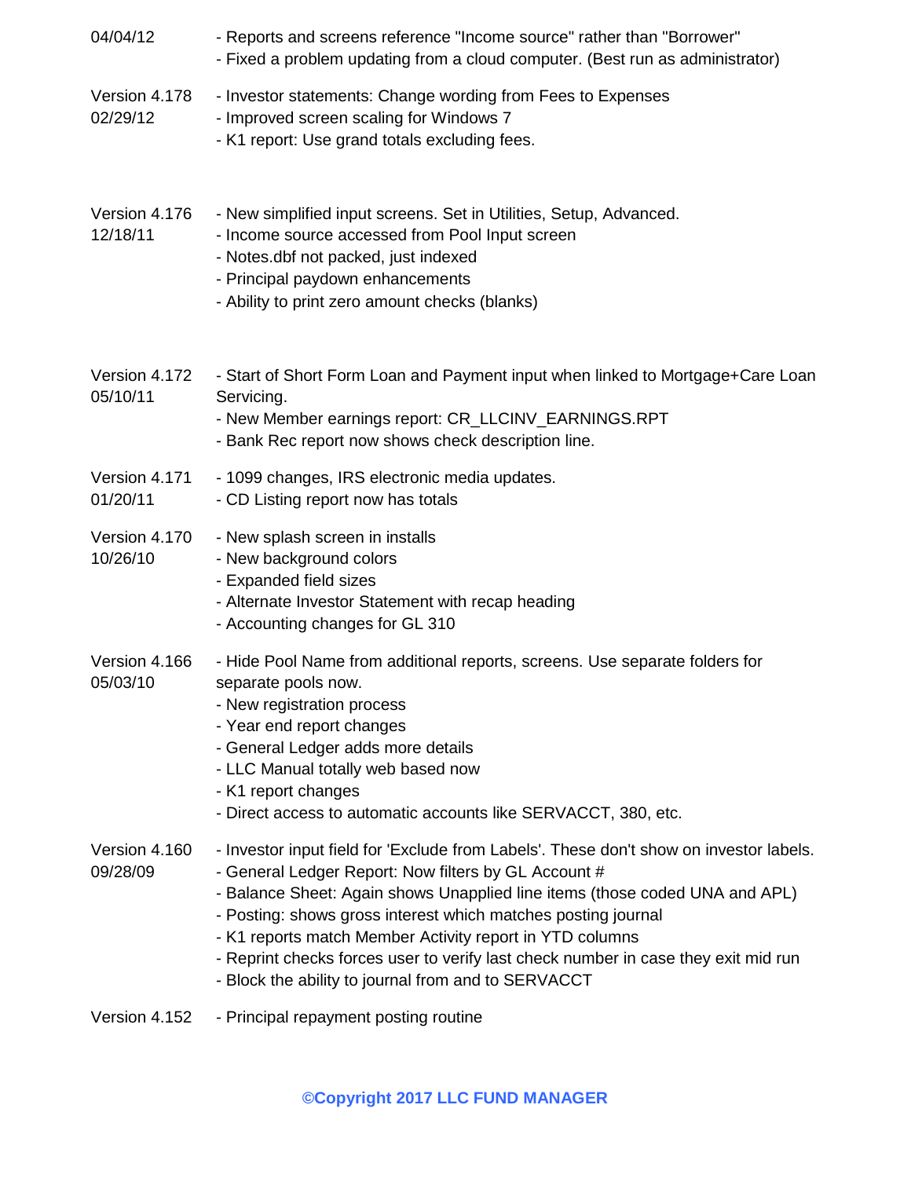| | |
|---|---|
| 04/04/12 | - Reports and screens reference "Income source" rather than "Borrower"<br>- Fixed a problem updating from a cloud computer. (Best run as administrator) |
| Version 4.178<br>02/29/12 | - Investor statements: Change wording from Fees to Expenses<br>- Improved screen scaling for Windows 7<br>- K1 report: Use grand totals excluding fees. |
| Version 4.176<br>12/18/11 | - New simplified input screens. Set in Utilities, Setup, Advanced.<br>- Income source accessed from Pool Input screen<br>- Notes.dbf not packed, just indexed<br>- Principal paydown enhancements<br>- Ability to print zero amount checks (blanks) |
| Version 4.172<br>05/10/11 | - Start of Short Form Loan and Payment input when linked to Mortgage+Care Loan Servicing.<br>- New Member earnings report: CR_LLCINV_EARNINGS.RPT<br>- Bank Rec report now shows check description line. |
| Version 4.171<br>01/20/11 | - 1099 changes, IRS electronic media updates.<br>- CD Listing report now has totals |
| Version 4.170<br>10/26/10 | - New splash screen in installs<br>- New background colors<br>- Expanded field sizes<br>- Alternate Investor Statement with recap heading<br>- Accounting changes for GL 310 |
| Version 4.166<br>05/03/10 | - Hide Pool Name from additional reports, screens. Use separate folders for separate pools now.<br>- New registration process<br>- Year end report changes<br>- General Ledger adds more details<br>- LLC Manual totally web based now<br>- K1 report changes<br>- Direct access to automatic accounts like SERVACCT, 380, etc. |
| Version 4.160<br>09/28/09 | - Investor input field for 'Exclude from Labels'. These don't show on investor labels.<br>- General Ledger Report: Now filters by GL Account #<br>- Balance Sheet: Again shows Unapplied line items (those coded UNA and APL)<br>- Posting: shows gross interest which matches posting journal<br>- K1 reports match Member Activity report in YTD columns<br>- Reprint checks forces user to verify last check number in case they exit mid run<br>- Block the ability to journal from and to SERVACCT |
| Version 4.152 | - Principal repayment posting routine |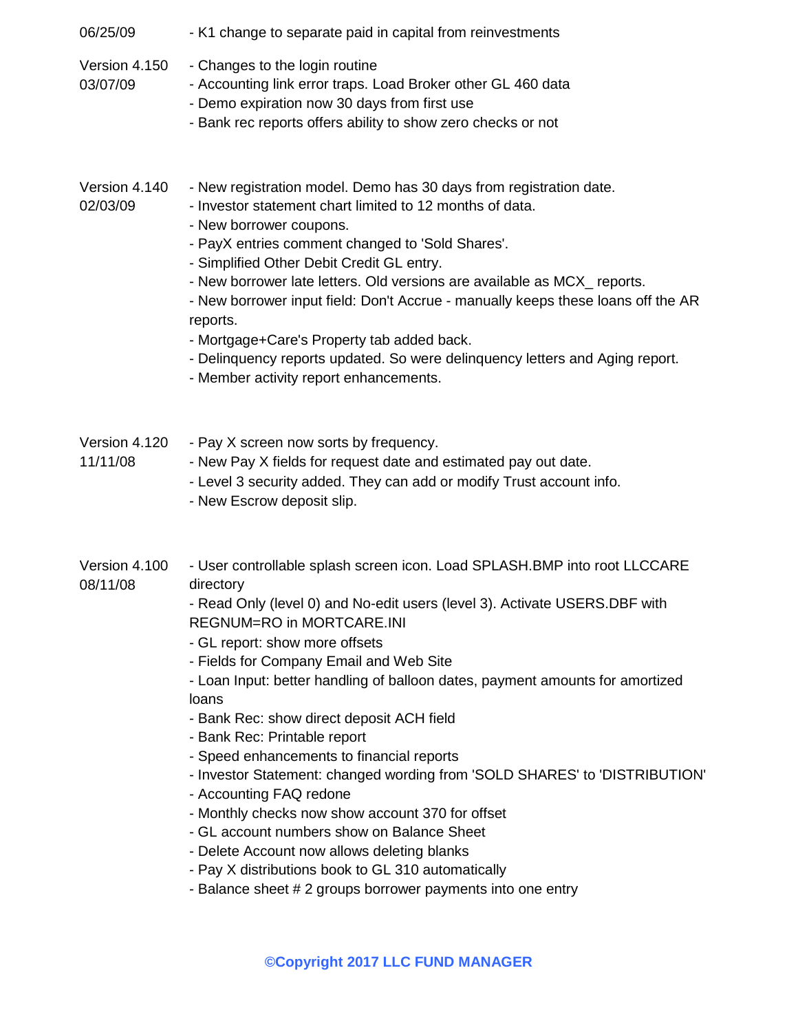06/25/09 - K1 change to separate paid in capital from reinvestments

**Version 4.150**
**03/07/09**

- Changes to the login routine
- Accounting link error traps. Load Broker other GL 460 data
- Demo expiration now 30 days from first use
- Bank rec reports offers ability to show zero checks or not

**Version 4.140**
**02/03/09**

- New registration model. Demo has 30 days from registration date.
- Investor statement chart limited to 12 months of data.
- New borrower coupons.
- PayX entries comment changed to 'Sold Shares'.
- Simplified Other Debit Credit GL entry.
- New borrower late letters. Old versions are available as MCX_ reports.
- New borrower input field: Don't Accrue - manually keeps these loans off the AR reports.
- Mortgage+Care's Property tab added back.
- Delinquency reports updated. So were delinquency letters and Aging report.
- Member activity report enhancements.

**Version 4.120**
**11/11/08**

- Pay X screen now sorts by frequency.
- New Pay X fields for request date and estimated pay out date.
- Level 3 security added. They can add or modify Trust account info.
- New Escrow deposit slip.

**Version 4.100**
**08/11/08**

- User controllable splash screen icon. Load SPLASH.BMP into root LLCCARE directory
- Read Only (level 0) and No-edit users (level 3). Activate USERS.DBF with REGNUM=RO in MORTCARE.INI
- GL report: show more offsets
- Fields for Company Email and Web Site
- Loan Input: better handling of balloon dates, payment amounts for amortized loans
- Bank Rec: show direct deposit ACH field
- Bank Rec: Printable report
- Speed enhancements to financial reports
- Investor Statement: changed wording from 'SOLD SHARES' to 'DISTRIBUTION'
- Accounting FAQ redone
- Monthly checks now show account 370 for offset
- GL account numbers show on Balance Sheet
- Delete Account now allows deleting blanks
- Pay X distributions book to GL 310 automatically
- Balance sheet # 2 groups borrower payments into one entry

**©Copyright 2017 LLC FUND MANAGER**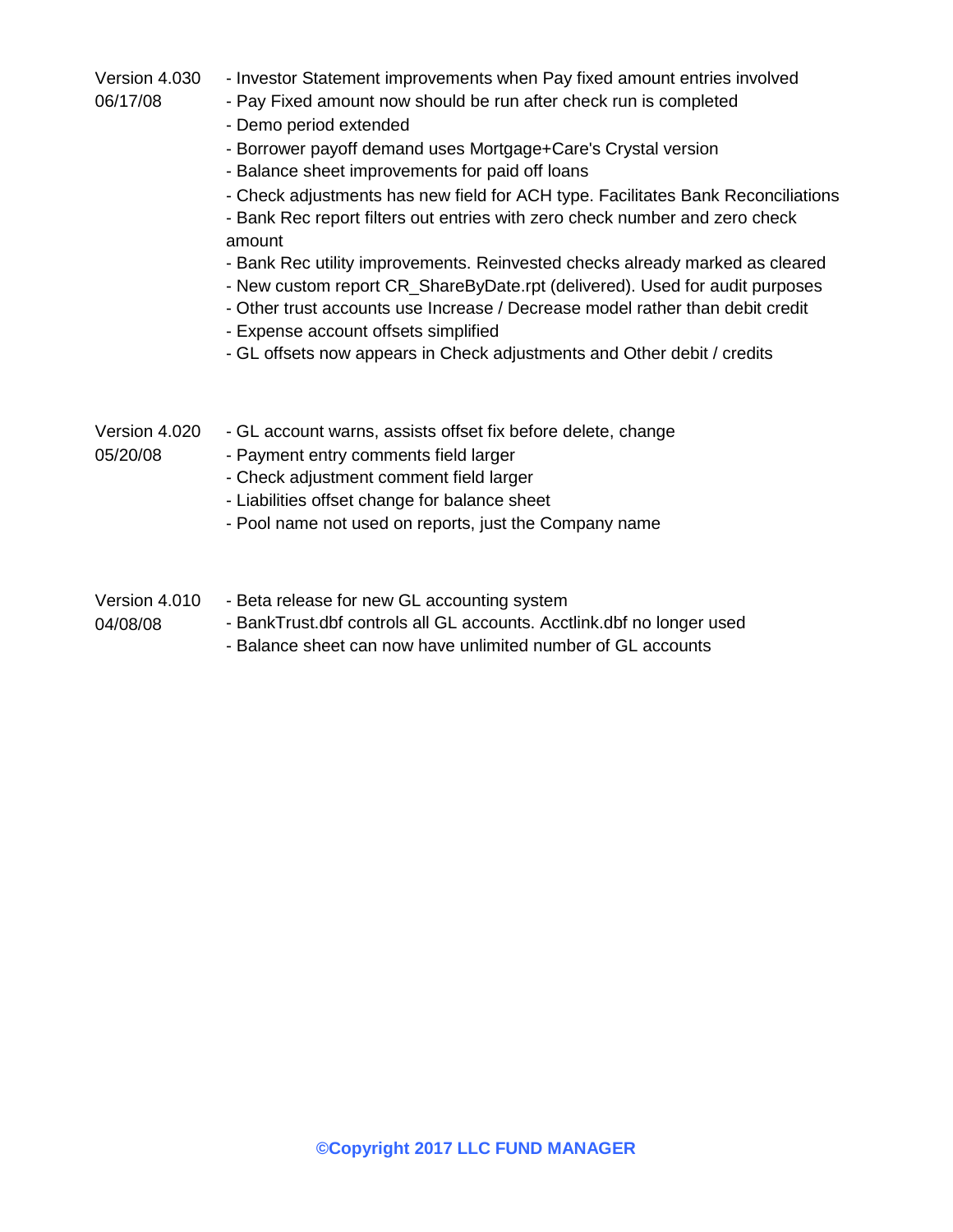Version 4.030
06/17/08

- Investor Statement improvements when Pay fixed amount entries involved
- Pay Fixed amount now should be run after check run is completed
- Demo period extended
- Borrower payoff demand uses Mortgage+Care's Crystal version
- Balance sheet improvements for paid off loans
- Check adjustments has new field for ACH type. Facilitates Bank Reconciliations
- Bank Rec report filters out entries with zero check number and zero check amount
- Bank Rec utility improvements. Reinvested checks already marked as cleared
- New custom report CR_ShareByDate.rpt (delivered). Used for audit purposes
- Other trust accounts use Increase / Decrease model rather than debit credit
- Expense account offsets simplified
- GL offsets now appears in Check adjustments and Other debit / credits

Version 4.020
05/20/08

- GL account warns, assists offset fix before delete, change
- Payment entry comments field larger
- Check adjustment comment field larger
- Liabilities offset change for balance sheet
- Pool name not used on reports, just the Company name

Version 4.010
04/08/08

- Beta release for new GL accounting system
- BankTrust.dbf controls all GL accounts. Acctlink.dbf no longer used
- Balance sheet can now have unlimited number of GL accounts

**©Copyright 2017 LLC FUND MANAGER**